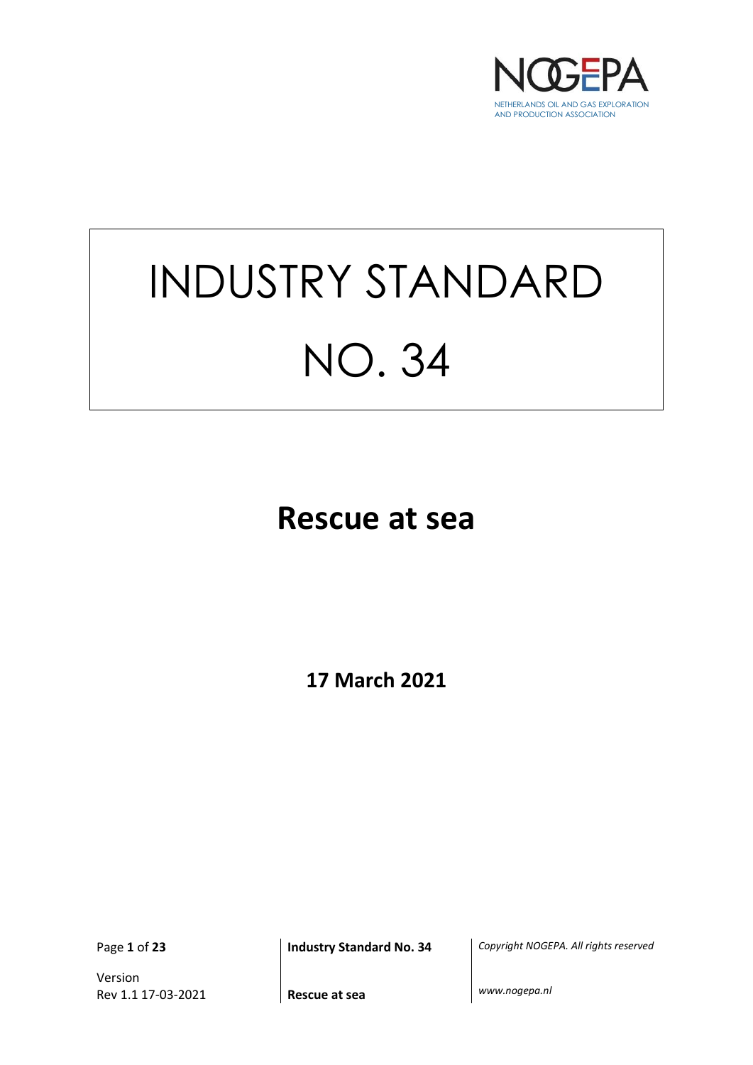NOGEPA

NETHERLANDS OIL AND GAS EXPLORATION AND PRODUCTION ASSOCIATION

# INDUSTRY STANDARD NO. 34

# Rescue at sea

**17 March 2021**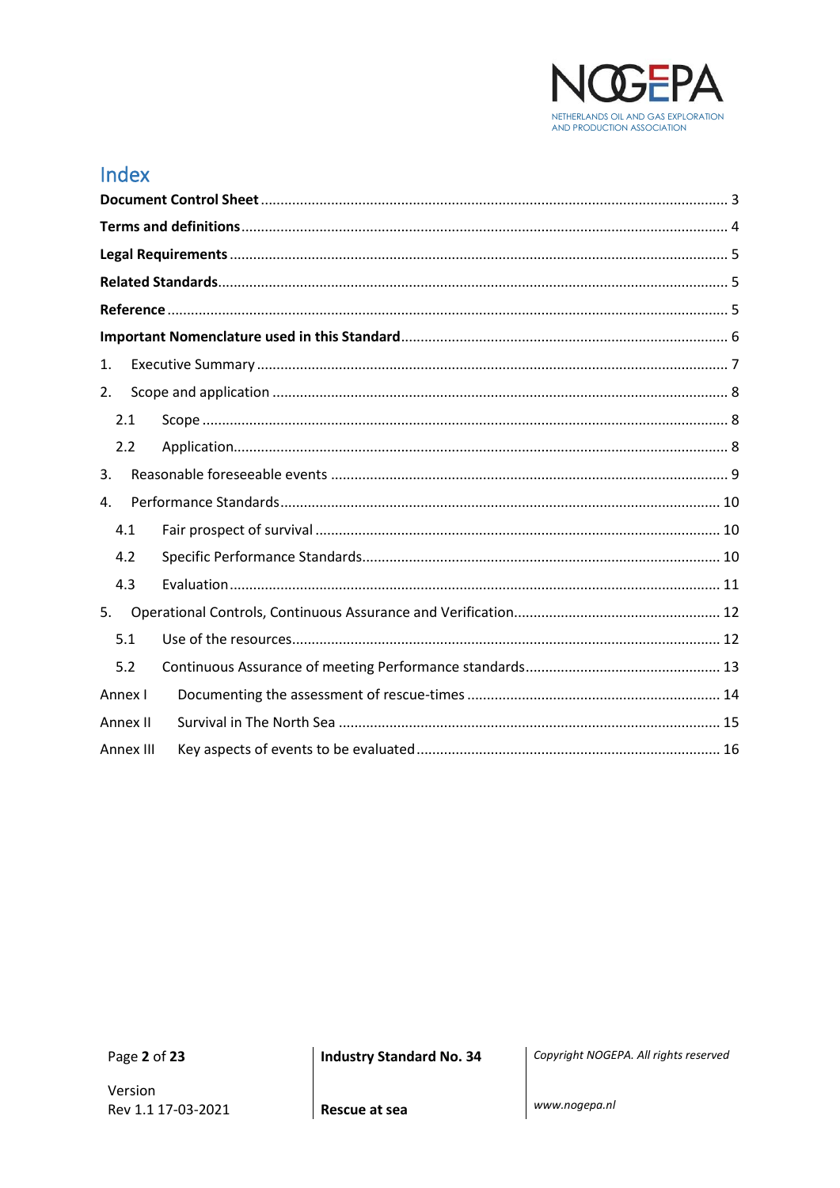# Index

**Document Control Sheet** ........................................................................................................ 3

**Terms and definitions** ............................................................................................................. 4

**Legal Requirements** ................................................................................................................ 5

**Related Standards** ................................................................................................................... 5

**Reference** ................................................................................................................................ 5

**Important Nomenclature used in this Standard** ..................................................................... 6

1. Executive Summary ............................................................................................................. 7
2. Scope and application .......................................................................................................... 8
   - 2.1 Scope ............................................................................................................................ 8
   - 2.2 Application .................................................................................................................... 8
3. Reasonable foreseeable events ............................................................................................. 9
4. Performance Standards ....................................................................................................... 10
   - 4.1 Fair prospect of survival .............................................................................................. 10
   - 4.2 Specific Performance Standards .................................................................................. 10
   - 4.3 Evaluation .................................................................................................................... 11
5. Operational Controls, Continuous Assurance and Verification ............................................. 12
   - 5.1 Use of the resources ..................................................................................................... 12
   - 5.2 Continuous Assurance of meeting Performance standards ........................................... 13

Annex I Documenting the assessment of rescue-times ......................................................... 14

Annex II Survival in The North Sea ......................................................................................... 15

Annex III Key aspects of events to be evaluated .................................................................... 16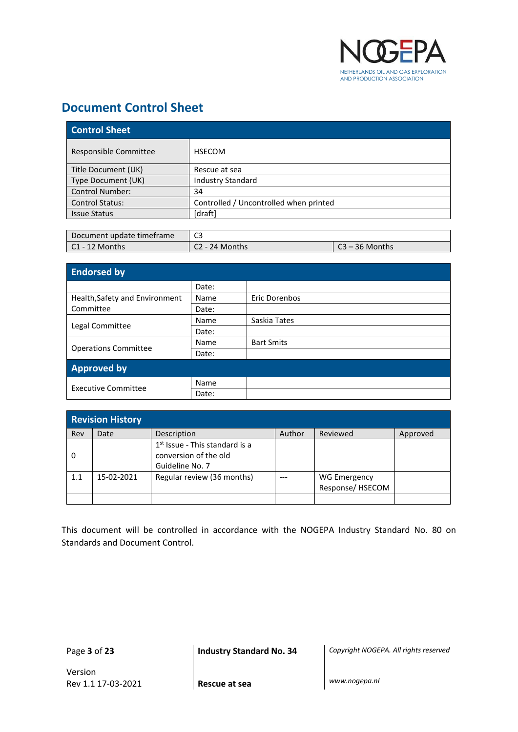# Document Control Sheet

| Control Sheet | |
|---|---|
| Responsible Committee | HSECOM |
| Title Document (UK) | Rescue at sea |
| Type Document (UK) | Industry Standard |
| Control Number: | 34 |
| Control Status: | Controlled / Uncontrolled when printed |
| Issue Status | [draft] |

| Document update timeframe | C3 | |
|---|---|---|
| C1 - 12 Months | C2 - 24 Months | C3 – 36 Months |

| Endorsed by | | |
|---|---|---|
| | Date: | |
| Health,Safety and Environment Committee | Name | Eric Dorenbos |
| | Date: | |
| Legal Committee | Name | Saskia Tates |
| | Date: | |
| Operations Committee | Name | Bart Smits |
| | Date: | |
| **Approved by** | | |
| Executive Committee | Name | |
| | Date: | |

| Revision History | | | | | |
|---|---|---|---|---|---|
| Rev | Date | Description | Author | Reviewed | Approved |
| 0 | | 1st Issue - This standard is a conversion of the old Guideline No. 7 | | | |
| 1.1 | 15-02-2021 | Regular review (36 months) | --- | WG Emergency Response/ HSECOM | |
| | | | | | |

This document will be controlled in accordance with the NOGEPA Industry Standard No. 80 on Standards and Document Control.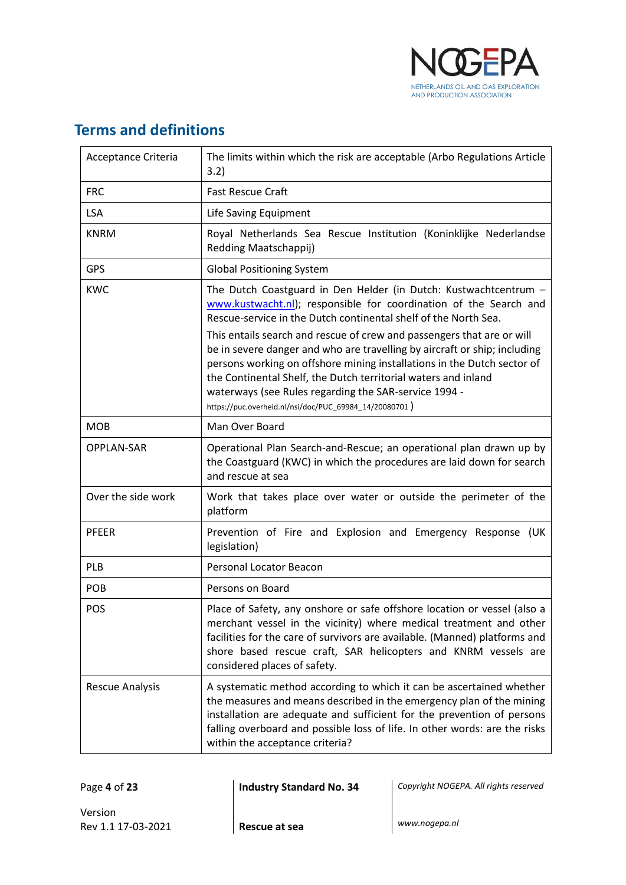## Terms and definitions

| | |
|---|---|
| Acceptance Criteria | The limits within which the risk are acceptable (Arbo Regulations Article 3.2) |
| FRC | Fast Rescue Craft |
| LSA | Life Saving Equipment |
| KNRM | Royal Netherlands Sea Rescue Institution (Koninklijke Nederlandse Redding Maatschappij) |
| GPS | Global Positioning System |
| KWC | The Dutch Coastguard in Den Helder (in Dutch: Kustwachtcentrum – www.kustwacht.nl); responsible for coordination of the Search and Rescue-service in the Dutch continental shelf of the North Sea.<br>This entails search and rescue of crew and passengers that are or will be in severe danger and who are travelling by aircraft or ship; including persons working on offshore mining installations in the Dutch sector of the Continental Shelf, the Dutch territorial waters and inland waterways (see Rules regarding the SAR-service 1994 - https://puc.overheid.nl/nsi/doc/PUC_69984_14/20080701 ) |
| MOB | Man Over Board |
| OPPLAN-SAR | Operational Plan Search-and-Rescue; an operational plan drawn up by the Coastguard (KWC) in which the procedures are laid down for search and rescue at sea |
| Over the side work | Work that takes place over water or outside the perimeter of the platform |
| PFEER | Prevention of Fire and Explosion and Emergency Response (UK legislation) |
| PLB | Personal Locator Beacon |
| POB | Persons on Board |
| POS | Place of Safety, any onshore or safe offshore location or vessel (also a merchant vessel in the vicinity) where medical treatment and other facilities for the care of survivors are available. (Manned) platforms and shore based rescue craft, SAR helicopters and KNRM vessels are considered places of safety. |
| Rescue Analysis | A systematic method according to which it can be ascertained whether the measures and means described in the emergency plan of the mining installation are adequate and sufficient for the prevention of persons falling overboard and possible loss of life. In other words: are the risks within the acceptance criteria? |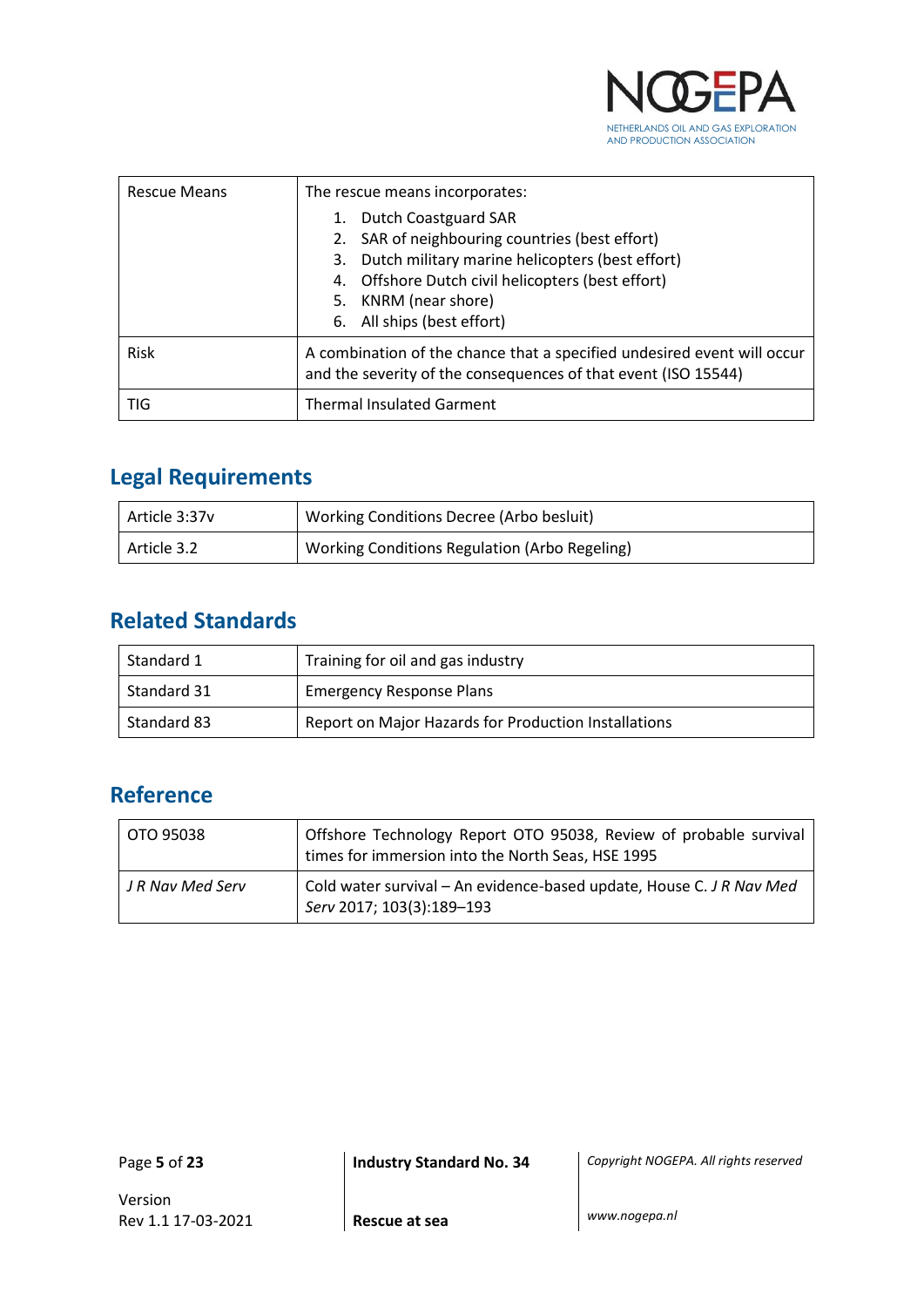| Rescue Means | The rescue means incorporates:<br>1. Dutch Coastguard SAR<br>2. SAR of neighbouring countries (best effort)<br>3. Dutch military marine helicopters (best effort)<br>4. Offshore Dutch civil helicopters (best effort)<br>5. KNRM (near shore)<br>6. All ships (best effort) |
|---|---|
| Risk | A combination of the chance that a specified undesired event will occur and the severity of the consequences of that event (ISO 15544) |
| TIG | Thermal Insulated Garment |

## Legal Requirements

| Article 3:37v | Working Conditions Decree (Arbo besluit) |
|---|---|
| Article 3.2 | Working Conditions Regulation (Arbo Regeling) |

## Related Standards

| Standard 1 | Training for oil and gas industry |
|---|---|
| Standard 31 | Emergency Response Plans |
| Standard 83 | Report on Major Hazards for Production Installations |

## Reference

| OTO 95038 | Offshore Technology Report OTO 95038, Review of probable survival times for immersion into the North Seas, HSE 1995 |
|---|---|
| *J R Nav Med Serv* | Cold water survival – An evidence-based update, House C. *J R Nav Med Serv* 2017; 103(3):189–193 |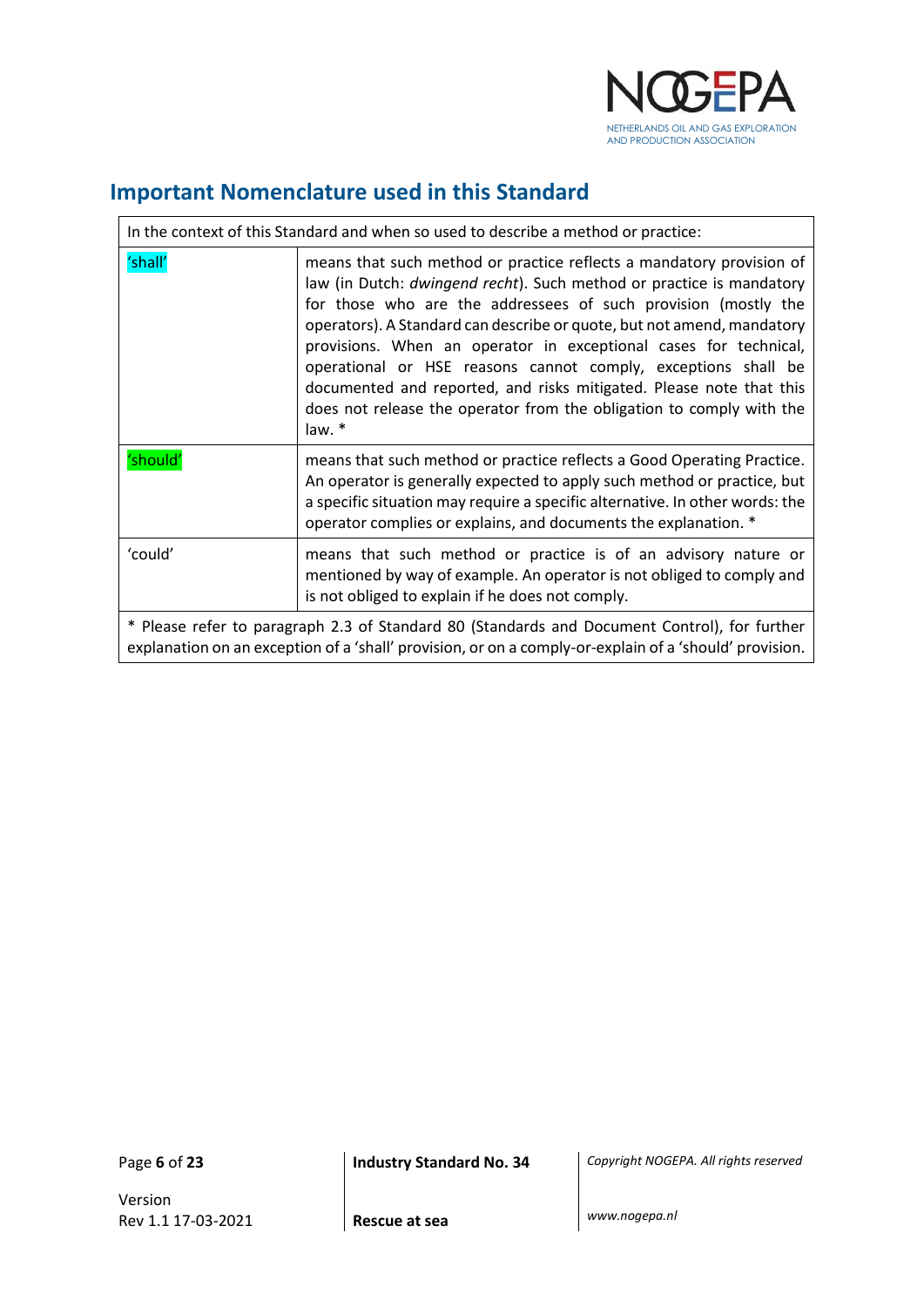## Important Nomenclature used in this Standard

| In the context of this Standard and when so used to describe a method or practice: | |
|---|---|
| 'shall' | means that such method or practice reflects a mandatory provision of law (in Dutch: *dwingend recht*). Such method or practice is mandatory for those who are the addressees of such provision (mostly the operators). A Standard can describe or quote, but not amend, mandatory provisions. When an operator in exceptional cases for technical, operational or HSE reasons cannot comply, exceptions shall be documented and reported, and risks mitigated. Please note that this does not release the operator from the obligation to comply with the law. * |
| 'should' | means that such method or practice reflects a Good Operating Practice. An operator is generally expected to apply such method or practice, but a specific situation may require a specific alternative. In other words: the operator complies or explains, and documents the explanation. * |
| 'could' | means that such method or practice is of an advisory nature or mentioned by way of example. An operator is not obliged to comply and is not obliged to explain if he does not comply. |
| * Please refer to paragraph 2.3 of Standard 80 (Standards and Document Control), for further explanation on an exception of a 'shall' provision, or on a comply-or-explain of a 'should' provision. | |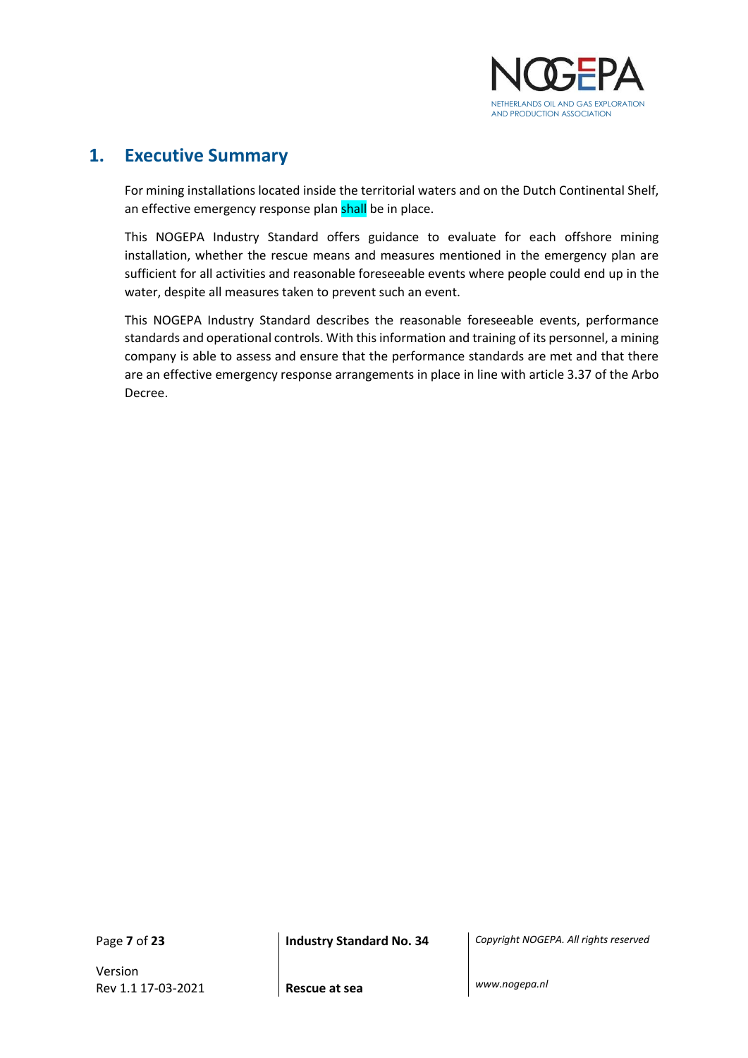# 1. Executive Summary

For mining installations located inside the territorial waters and on the Dutch Continental Shelf, an effective emergency response plan shall be in place.

This NOGEPA Industry Standard offers guidance to evaluate for each offshore mining installation, whether the rescue means and measures mentioned in the emergency plan are sufficient for all activities and reasonable foreseeable events where people could end up in the water, despite all measures taken to prevent such an event.

This NOGEPA Industry Standard describes the reasonable foreseeable events, performance standards and operational controls. With this information and training of its personnel, a mining company is able to assess and ensure that the performance standards are met and that there are an effective emergency response arrangements in place in line with article 3.37 of the Arbo Decree.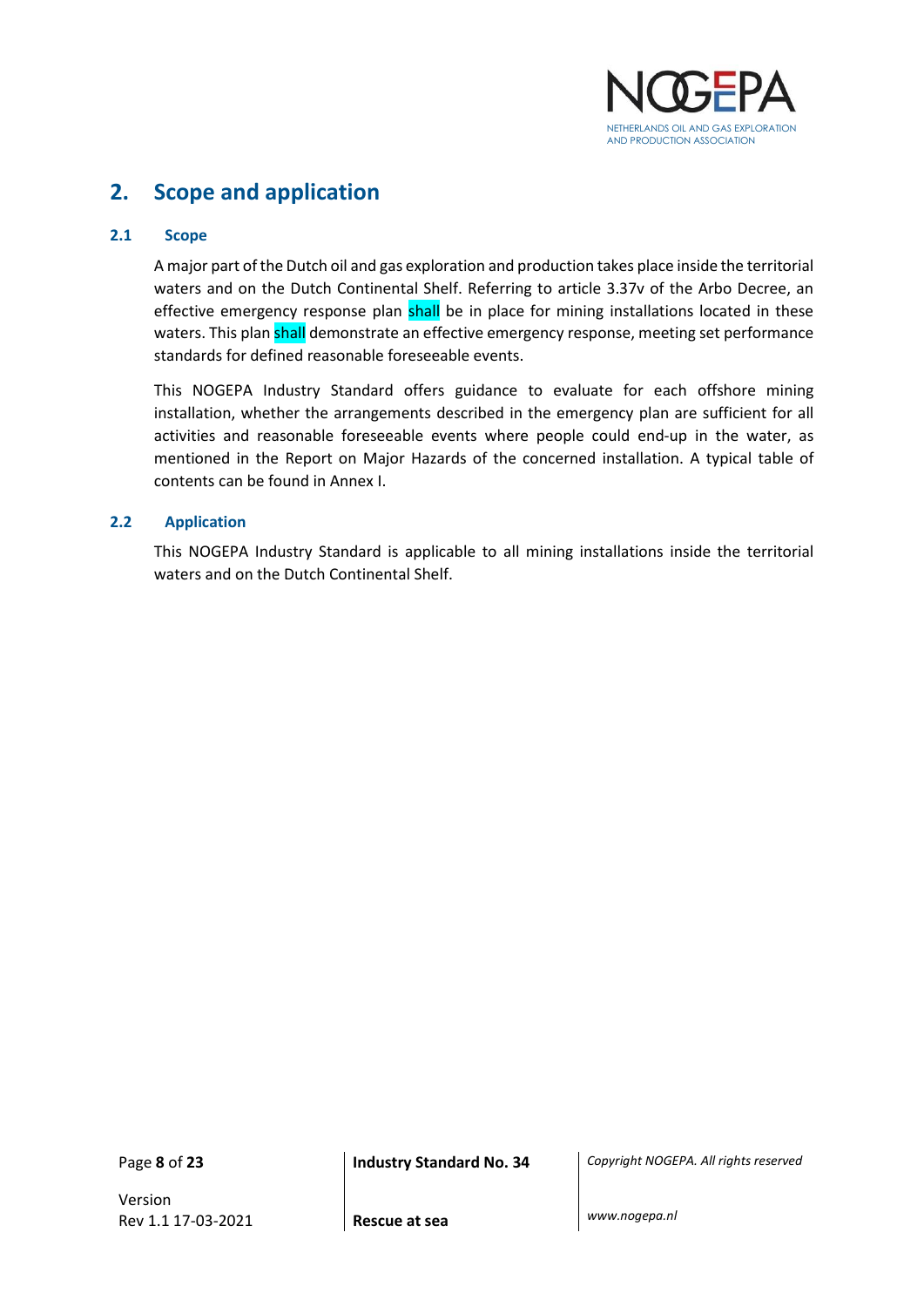## 2. Scope and application

### 2.1 Scope

A major part of the Dutch oil and gas exploration and production takes place inside the territorial waters and on the Dutch Continental Shelf. Referring to article 3.37v of the Arbo Decree, an effective emergency response plan shall be in place for mining installations located in these waters. This plan shall demonstrate an effective emergency response, meeting set performance standards for defined reasonable foreseeable events.

This NOGEPA Industry Standard offers guidance to evaluate for each offshore mining installation, whether the arrangements described in the emergency plan are sufficient for all activities and reasonable foreseeable events where people could end-up in the water, as mentioned in the Report on Major Hazards of the concerned installation. A typical table of contents can be found in Annex I.

### 2.2 Application

This NOGEPA Industry Standard is applicable to all mining installations inside the territorial waters and on the Dutch Continental Shelf.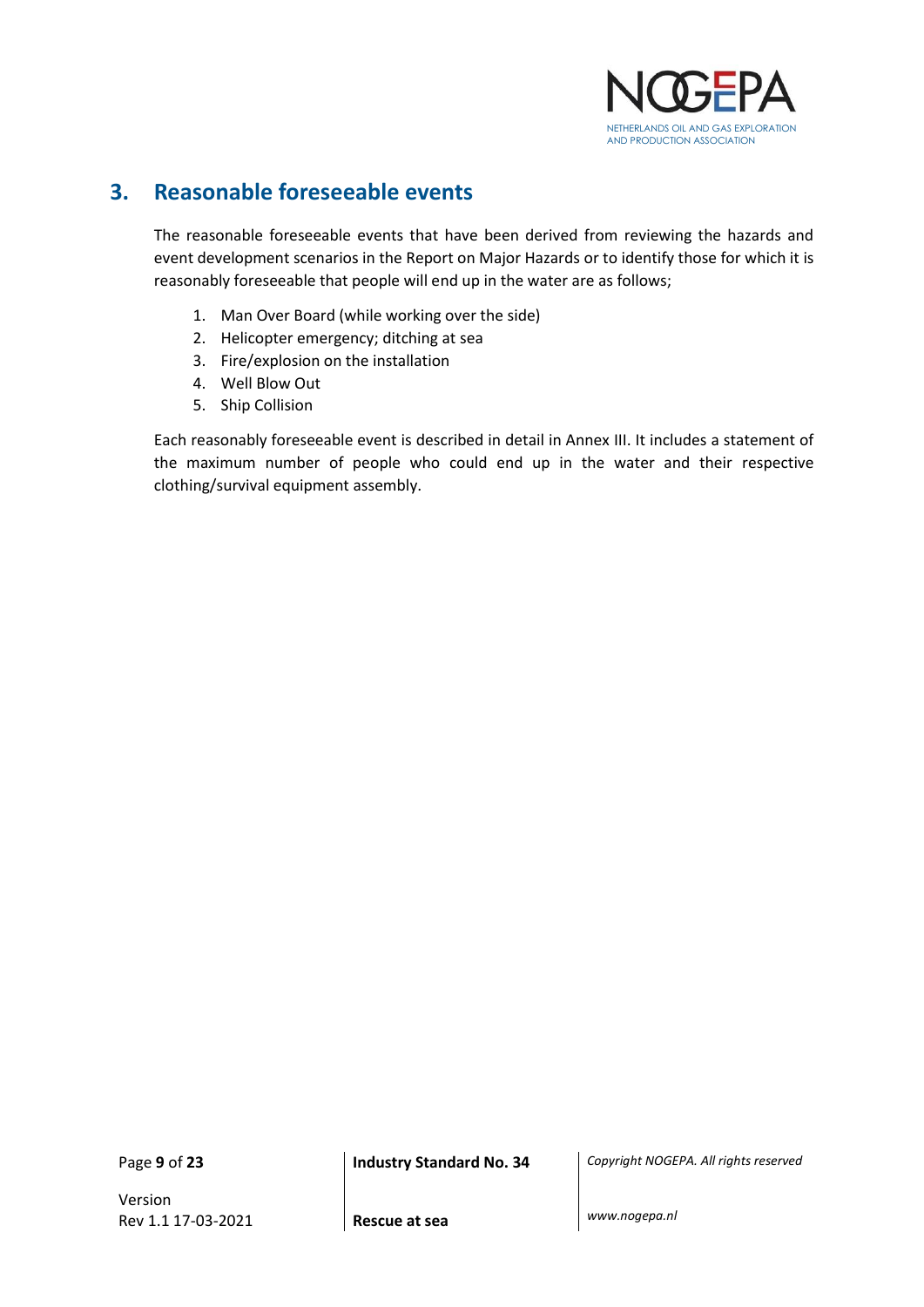## 3. Reasonable foreseeable events

The reasonable foreseeable events that have been derived from reviewing the hazards and event development scenarios in the Report on Major Hazards or to identify those for which it is reasonably foreseeable that people will end up in the water are as follows;

1. Man Over Board (while working over the side)
2. Helicopter emergency; ditching at sea
3. Fire/explosion on the installation
4. Well Blow Out
5. Ship Collision

Each reasonably foreseeable event is described in detail in Annex III. It includes a statement of the maximum number of people who could end up in the water and their respective clothing/survival equipment assembly.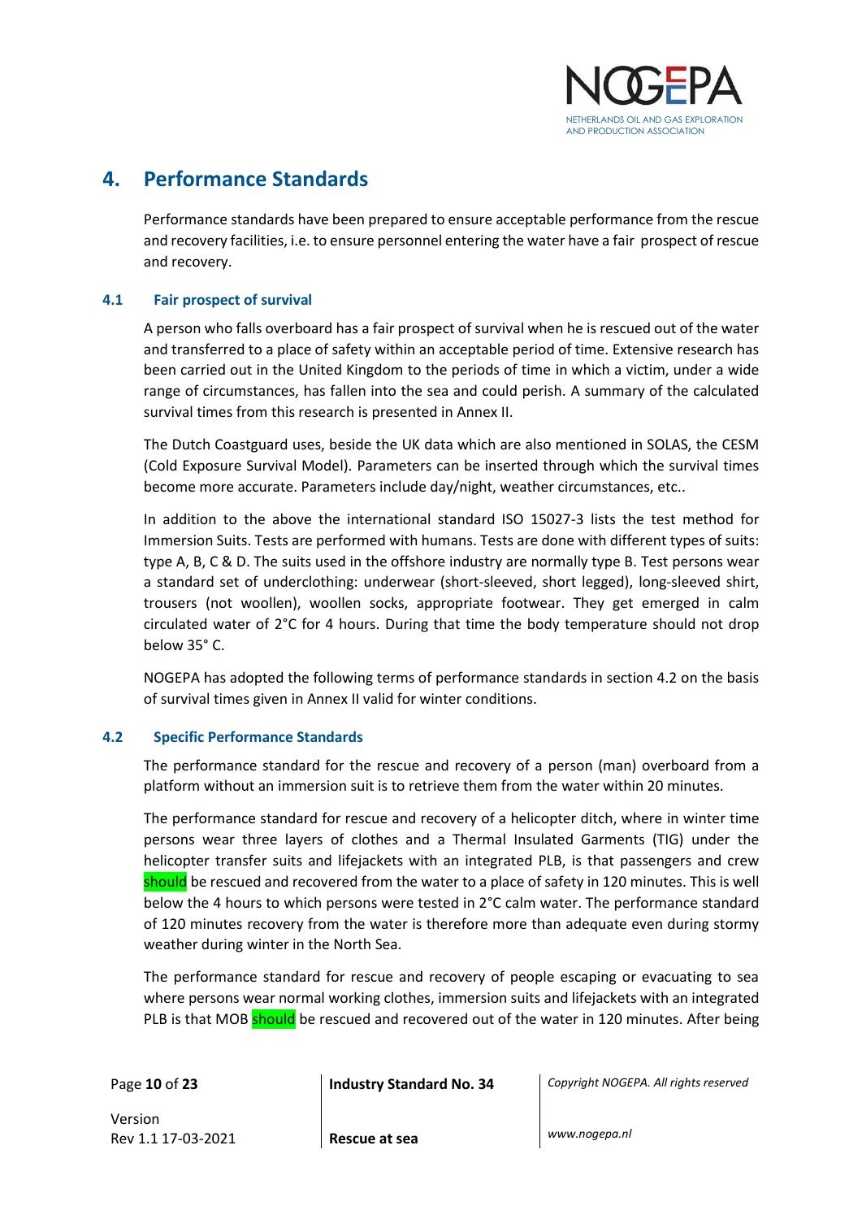# 4. Performance Standards

Performance standards have been prepared to ensure acceptable performance from the rescue and recovery facilities, i.e. to ensure personnel entering the water have a fair prospect of rescue and recovery.

## 4.1 Fair prospect of survival

A person who falls overboard has a fair prospect of survival when he is rescued out of the water and transferred to a place of safety within an acceptable period of time. Extensive research has been carried out in the United Kingdom to the periods of time in which a victim, under a wide range of circumstances, has fallen into the sea and could perish. A summary of the calculated survival times from this research is presented in Annex II.

The Dutch Coastguard uses, beside the UK data which are also mentioned in SOLAS, the CESM (Cold Exposure Survival Model). Parameters can be inserted through which the survival times become more accurate. Parameters include day/night, weather circumstances, etc..

In addition to the above the international standard ISO 15027-3 lists the test method for Immersion Suits. Tests are performed with humans. Tests are done with different types of suits: type A, B, C & D. The suits used in the offshore industry are normally type B. Test persons wear a standard set of underclothing: underwear (short-sleeved, short legged), long-sleeved shirt, trousers (not woollen), woollen socks, appropriate footwear. They get emerged in calm circulated water of 2°C for 4 hours. During that time the body temperature should not drop below 35° C.

NOGEPA has adopted the following terms of performance standards in section 4.2 on the basis of survival times given in Annex II valid for winter conditions.

## 4.2 Specific Performance Standards

The performance standard for the rescue and recovery of a person (man) overboard from a platform without an immersion suit is to retrieve them from the water within 20 minutes.

The performance standard for rescue and recovery of a helicopter ditch, where in winter time persons wear three layers of clothes and a Thermal Insulated Garments (TIG) under the helicopter transfer suits and lifejackets with an integrated PLB, is that passengers and crew should be rescued and recovered from the water to a place of safety in 120 minutes. This is well below the 4 hours to which persons were tested in 2°C calm water. The performance standard of 120 minutes recovery from the water is therefore more than adequate even during stormy weather during winter in the North Sea.

The performance standard for rescue and recovery of people escaping or evacuating to sea where persons wear normal working clothes, immersion suits and lifejackets with an integrated PLB is that MOB should be rescued and recovered out of the water in 120 minutes. After being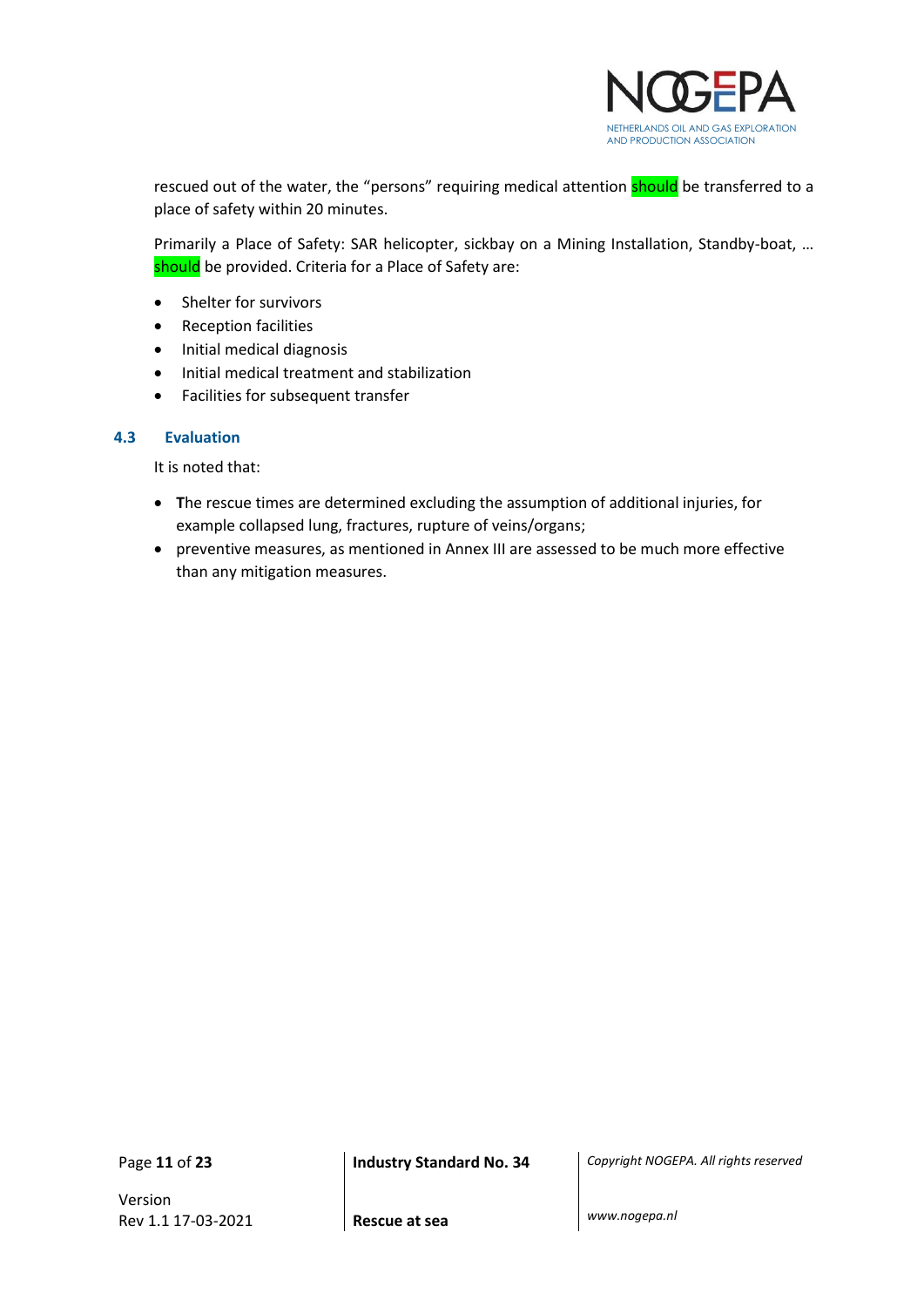rescued out of the water, the “persons” requiring medical attention should be transferred to a place of safety within 20 minutes.

Primarily a Place of Safety: SAR helicopter, sickbay on a Mining Installation, Standby-boat, … should be provided. Criteria for a Place of Safety are:

- Shelter for survivors
- Reception facilities
- Initial medical diagnosis
- Initial medical treatment and stabilization
- Facilities for subsequent transfer

### 4.3 Evaluation

It is noted that:

- **T**he rescue times are determined excluding the assumption of additional injuries, for example collapsed lung, fractures, rupture of veins/organs;
- preventive measures, as mentioned in Annex III are assessed to be much more effective than any mitigation measures.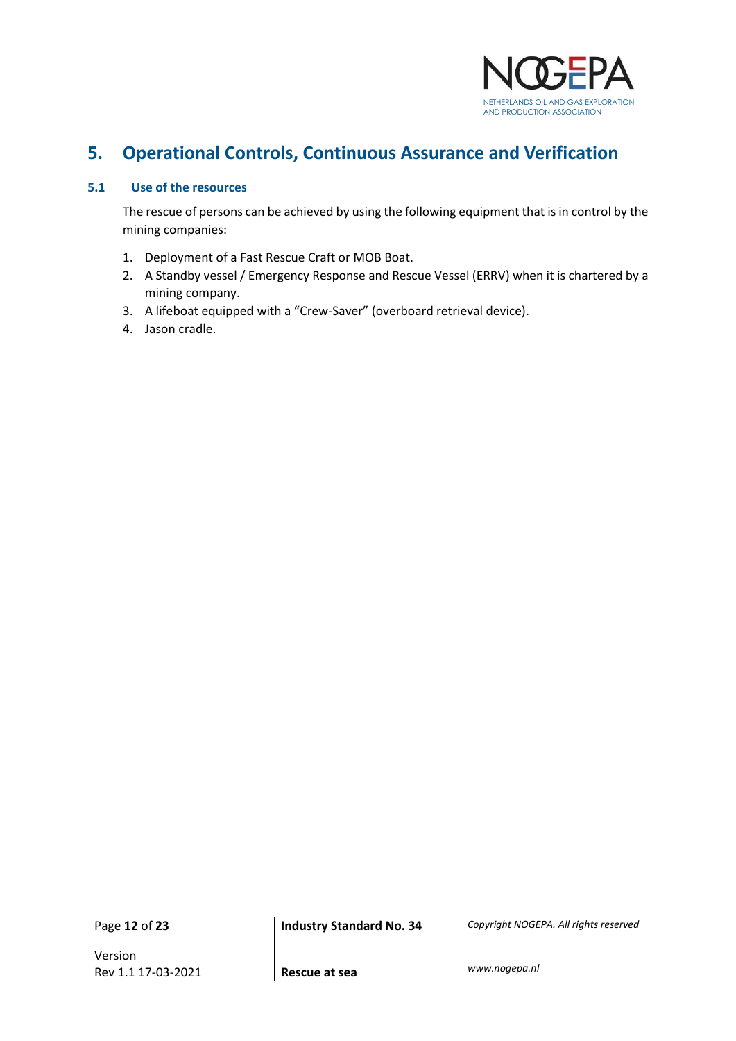# 5. Operational Controls, Continuous Assurance and Verification

## 5.1 Use of the resources

The rescue of persons can be achieved by using the following equipment that is in control by the mining companies:

1. Deployment of a Fast Rescue Craft or MOB Boat.
2. A Standby vessel / Emergency Response and Rescue Vessel (ERRV) when it is chartered by a mining company.
3. A lifeboat equipped with a "Crew-Saver" (overboard retrieval device).
4. Jason cradle.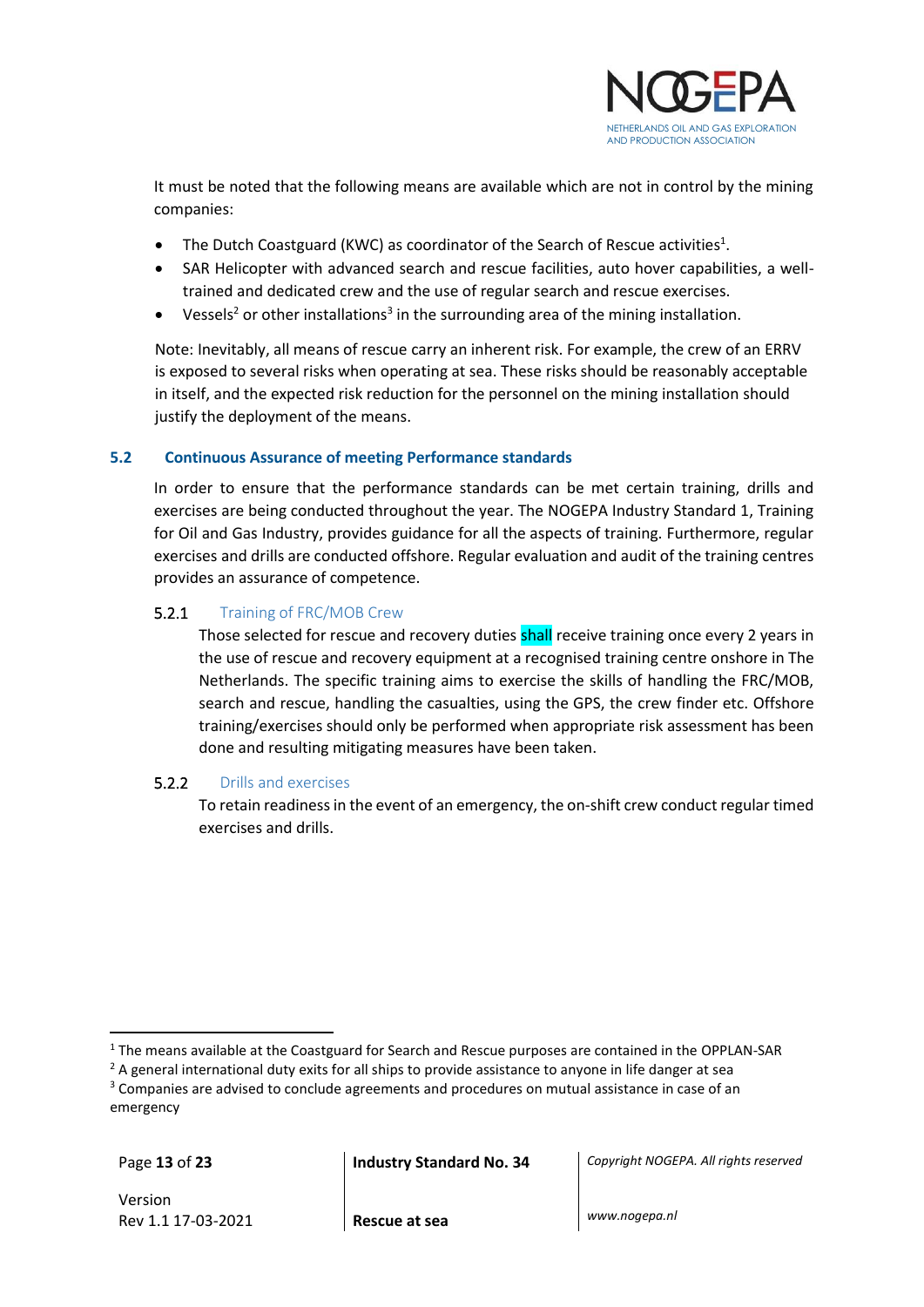It must be noted that the following means are available which are not in control by the mining companies:

- The Dutch Coastguard (KWC) as coordinator of the Search of Rescue activities[1].
- SAR Helicopter with advanced search and rescue facilities, auto hover capabilities, a well-trained and dedicated crew and the use of regular search and rescue exercises.
- Vessels[2] or other installations[3] in the surrounding area of the mining installation.

Note: Inevitably, all means of rescue carry an inherent risk. For example, the crew of an ERRV is exposed to several risks when operating at sea. These risks should be reasonably acceptable in itself, and the expected risk reduction for the personnel on the mining installation should justify the deployment of the means.

## 5.2 Continuous Assurance of meeting Performance standards

In order to ensure that the performance standards can be met certain training, drills and exercises are being conducted throughout the year. The NOGEPA Industry Standard 1, Training for Oil and Gas Industry, provides guidance for all the aspects of training. Furthermore, regular exercises and drills are conducted offshore. Regular evaluation and audit of the training centres provides an assurance of competence.

### 5.2.1 Training of FRC/MOB Crew

Those selected for rescue and recovery duties shall receive training once every 2 years in the use of rescue and recovery equipment at a recognised training centre onshore in The Netherlands. The specific training aims to exercise the skills of handling the FRC/MOB, search and rescue, handling the casualties, using the GPS, the crew finder etc. Offshore training/exercises should only be performed when appropriate risk assessment has been done and resulting mitigating measures have been taken.

### 5.2.2 Drills and exercises

To retain readiness in the event of an emergency, the on-shift crew conduct regular timed exercises and drills.

---

[1] The means available at the Coastguard for Search and Rescue purposes are contained in the OPPLAN-SAR

[2] A general international duty exits for all ships to provide assistance to anyone in life danger at sea

[3] Companies are advised to conclude agreements and procedures on mutual assistance in case of an emergency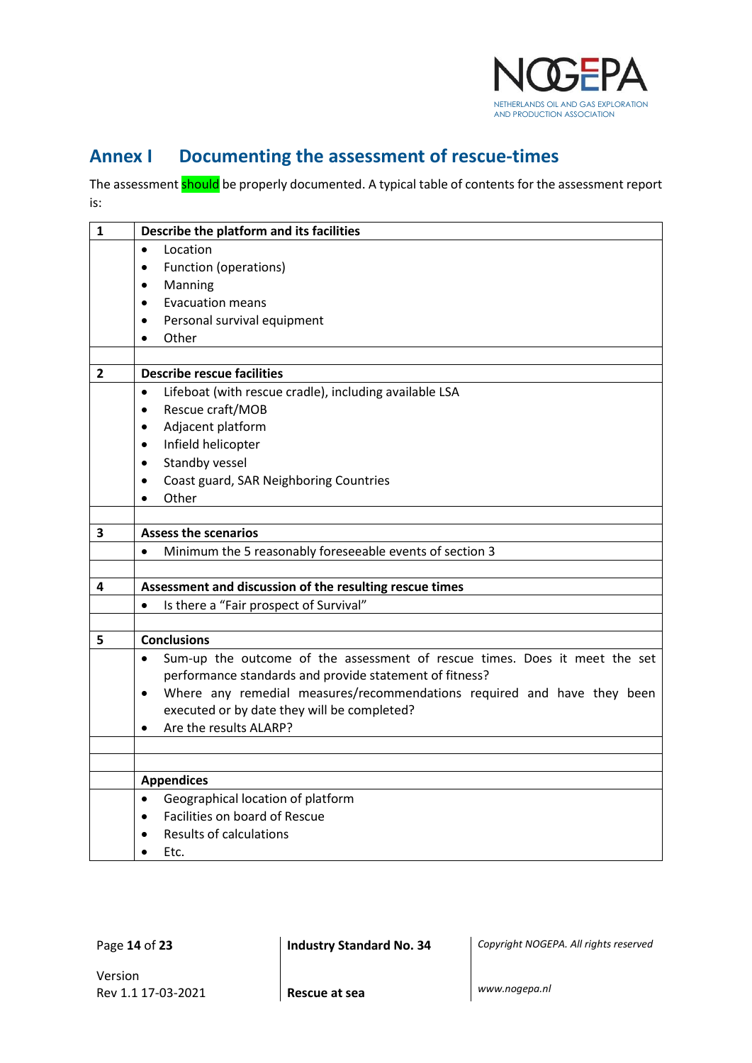## Annex I Documenting the assessment of rescue-times

The assessment should be properly documented. A typical table of contents for the assessment report is:

| | |
|---|---|
| **1** | **Describe the platform and its facilities** |
| | • Location<br>• Function (operations)<br>• Manning<br>• Evacuation means<br>• Personal survival equipment<br>• Other |
| | |
| **2** | **Describe rescue facilities** |
| | • Lifeboat (with rescue cradle), including available LSA<br>• Rescue craft/MOB<br>• Adjacent platform<br>• Infield helicopter<br>• Standby vessel<br>• Coast guard, SAR Neighboring Countries<br>• Other |
| | |
| **3** | **Assess the scenarios** |
| | • Minimum the 5 reasonably foreseeable events of section 3 |
| | |
| **4** | **Assessment and discussion of the resulting rescue times** |
| | • Is there a "Fair prospect of Survival" |
| | |
| **5** | **Conclusions** |
| | • Sum-up the outcome of the assessment of rescue times. Does it meet the set performance standards and provide statement of fitness?<br>• Where any remedial measures/recommendations required and have they been executed or by date they will be completed?<br>• Are the results ALARP? |
| | |
| | |
| | **Appendices** |
| | • Geographical location of platform<br>• Facilities on board of Rescue<br>• Results of calculations<br>• Etc. |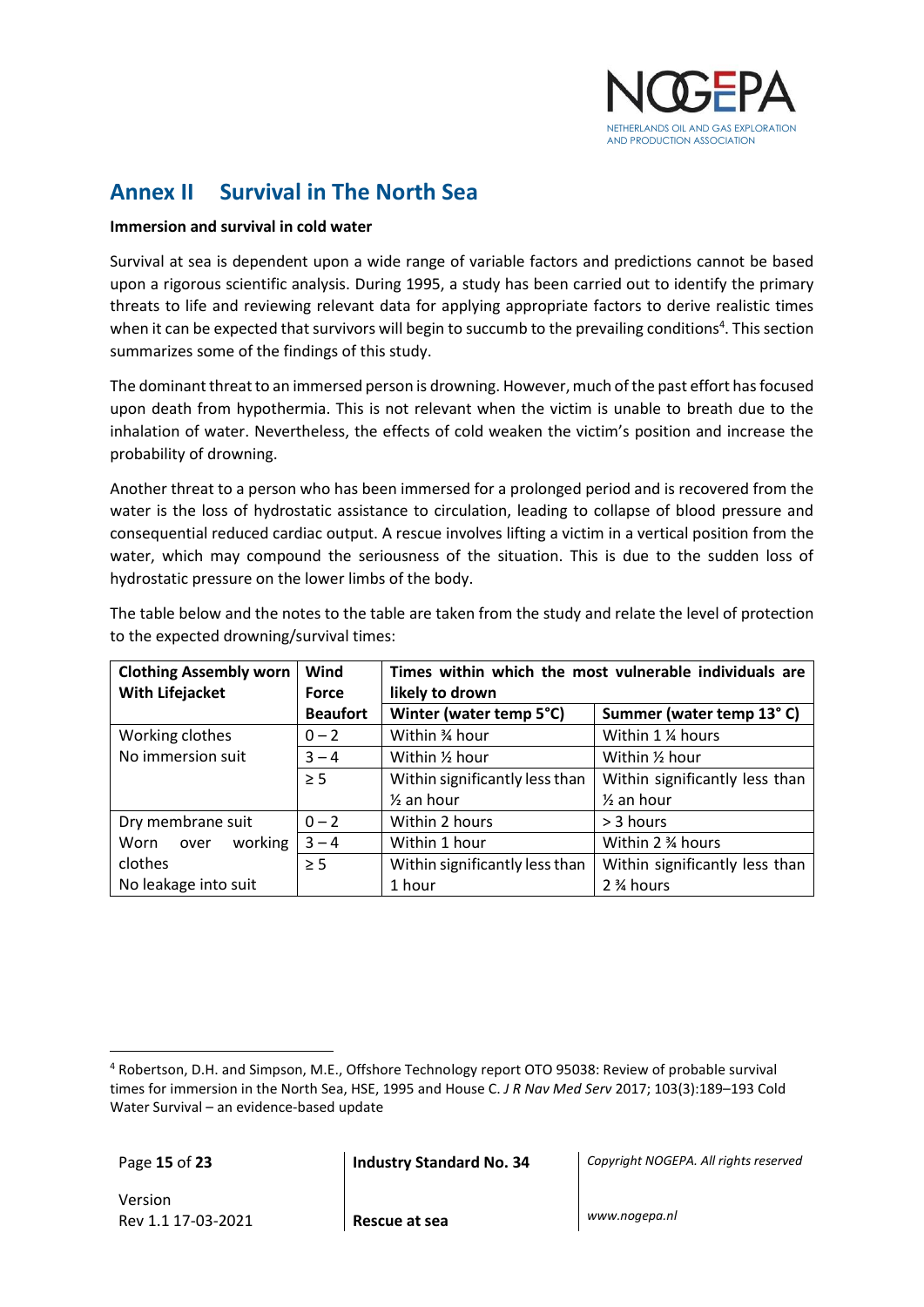# Annex II  Survival in The North Sea

**Immersion and survival in cold water**

Survival at sea is dependent upon a wide range of variable factors and predictions cannot be based upon a rigorous scientific analysis. During 1995, a study has been carried out to identify the primary threats to life and reviewing relevant data for applying appropriate factors to derive realistic times when it can be expected that survivors will begin to succumb to the prevailing conditions[4]. This section summarizes some of the findings of this study.

The dominant threat to an immersed person is drowning. However, much of the past effort has focused upon death from hypothermia. This is not relevant when the victim is unable to breath due to the inhalation of water. Nevertheless, the effects of cold weaken the victim's position and increase the probability of drowning.

Another threat to a person who has been immersed for a prolonged period and is recovered from the water is the loss of hydrostatic assistance to circulation, leading to collapse of blood pressure and consequential reduced cardiac output. A rescue involves lifting a victim in a vertical position from the water, which may compound the seriousness of the situation. This is due to the sudden loss of hydrostatic pressure on the lower limbs of the body.

The table below and the notes to the table are taken from the study and relate the level of protection to the expected drowning/survival times:

| Clothing Assembly worn With Lifejacket | Wind Force | Times within which the most vulnerable individuals are likely to drown | |
|---|---|---|---|
| | **Beaufort** | **Winter (water temp 5°C)** | **Summer (water temp 13° C)** |
| Working clothes<br>No immersion suit | 0 – 2 | Within ¾ hour | Within 1 ¼ hours |
| | 3 – 4 | Within ½ hour | Within ½ hour |
| | ≥ 5 | Within significantly less than ½ an hour | Within significantly less than ½ an hour |
| Dry membrane suit<br>Worn over working clothes<br>No leakage into suit | 0 – 2 | Within 2 hours | > 3 hours |
| | 3 – 4 | Within 1 hour | Within 2 ¾ hours |
| | ≥ 5 | Within significantly less than 1 hour | Within significantly less than 2 ¾ hours |

[4] Robertson, D.H. and Simpson, M.E., Offshore Technology report OTO 95038: Review of probable survival times for immersion in the North Sea, HSE, 1995 and House C. *J R Nav Med Serv* 2017; 103(3):189–193 Cold Water Survival – an evidence-based update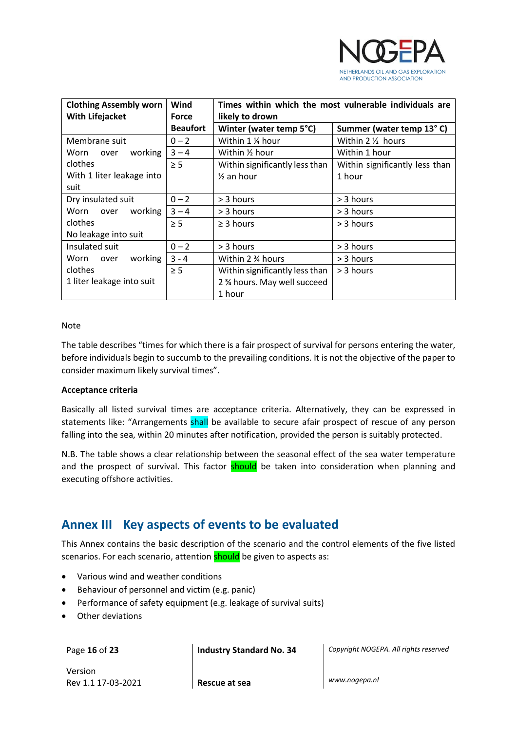| Clothing Assembly worn With Lifejacket | Wind Force | Times within which the most vulnerable individuals are likely to drown | |
|---|---|---|---|
| | Beaufort | Winter (water temp 5°C) | Summer (water temp 13° C) |
| Membrane suit<br>Worn over working clothes<br>With 1 liter leakage into suit | 0 – 2 | Within 1 ¼ hour | Within 2 ½ hours |
| | 3 – 4 | Within ½ hour | Within 1 hour |
| | ≥ 5 | Within significantly less than ½ an hour | Within significantly less than 1 hour |
| Dry insulated suit<br>Worn over working clothes<br>No leakage into suit | 0 – 2 | > 3 hours | > 3 hours |
| | 3 – 4 | > 3 hours | > 3 hours |
| | ≥ 5 | ≥ 3 hours | > 3 hours |
| Insulated suit<br>Worn over working clothes<br>1 liter leakage into suit | 0 – 2 | > 3 hours | > 3 hours |
| | 3 - 4 | Within 2 ¾ hours | > 3 hours |
| | ≥ 5 | Within significantly less than 2 ¾ hours. May well succeed 1 hour | > 3 hours |

Note

The table describes "times for which there is a fair prospect of survival for persons entering the water, before individuals begin to succumb to the prevailing conditions. It is not the objective of the paper to consider maximum likely survival times".

**Acceptance criteria**

Basically all listed survival times are acceptance criteria. Alternatively, they can be expressed in statements like: "Arrangements shall be available to secure afair prospect of rescue of any person falling into the sea, within 20 minutes after notification, provided the person is suitably protected.

N.B. The table shows a clear relationship between the seasonal effect of the sea water temperature and the prospect of survival. This factor should be taken into consideration when planning and executing offshore activities.

## Annex III Key aspects of events to be evaluated

This Annex contains the basic description of the scenario and the control elements of the five listed scenarios. For each scenario, attention should be given to aspects as:

- Various wind and weather conditions
- Behaviour of personnel and victim (e.g. panic)
- Performance of safety equipment (e.g. leakage of survival suits)
- Other deviations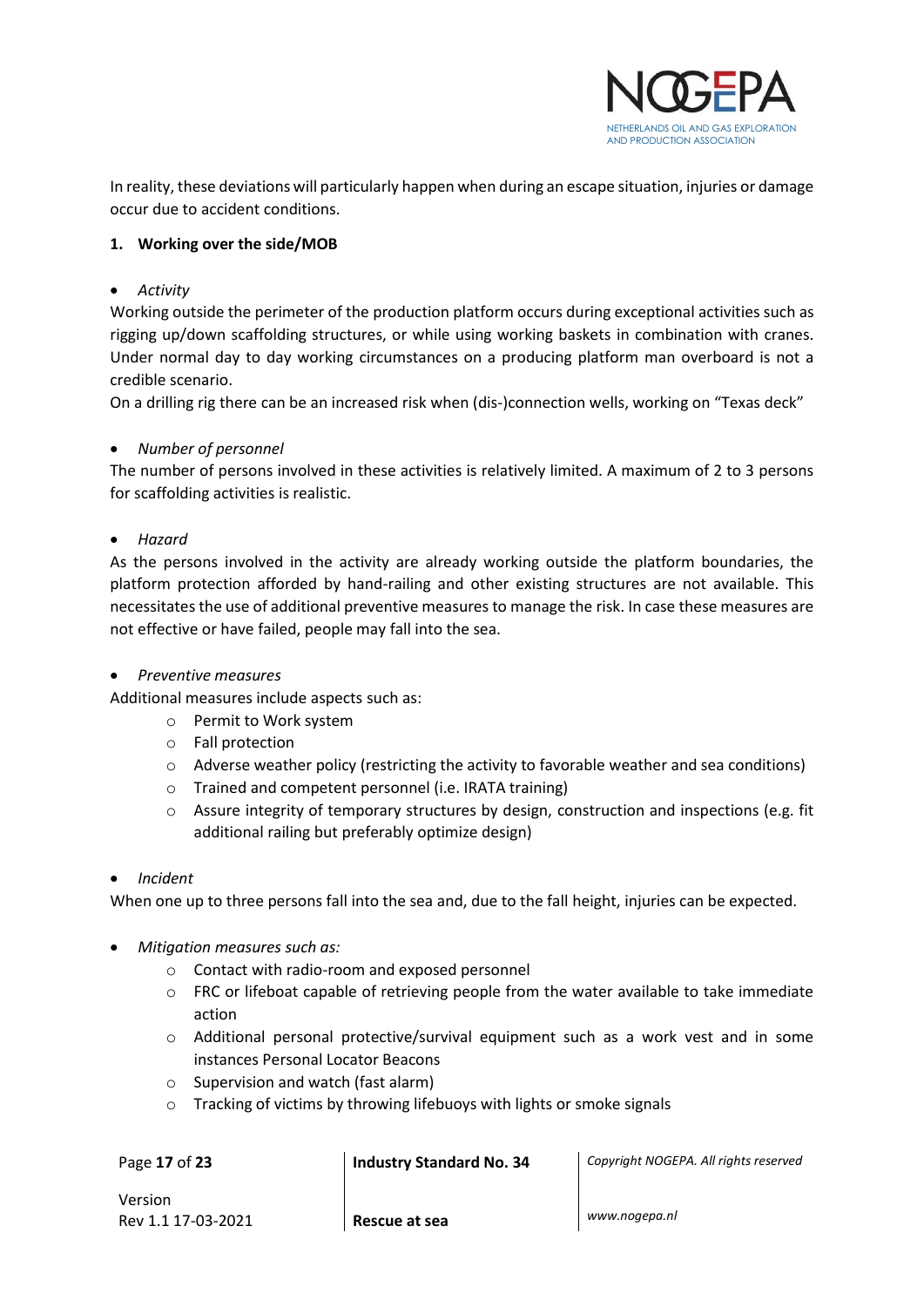In reality, these deviations will particularly happen when during an escape situation, injuries or damage occur due to accident conditions.

## 1. Working over the side/MOB

- *Activity*

Working outside the perimeter of the production platform occurs during exceptional activities such as rigging up/down scaffolding structures, or while using working baskets in combination with cranes. Under normal day to day working circumstances on a producing platform man overboard is not a credible scenario.

On a drilling rig there can be an increased risk when (dis-)connection wells, working on "Texas deck"

- *Number of personnel*

The number of persons involved in these activities is relatively limited. A maximum of 2 to 3 persons for scaffolding activities is realistic.

- *Hazard*

As the persons involved in the activity are already working outside the platform boundaries, the platform protection afforded by hand-railing and other existing structures are not available. This necessitates the use of additional preventive measures to manage the risk. In case these measures are not effective or have failed, people may fall into the sea.

- *Preventive measures*

Additional measures include aspects such as:

  - Permit to Work system
  - Fall protection
  - Adverse weather policy (restricting the activity to favorable weather and sea conditions)
  - Trained and competent personnel (i.e. IRATA training)
  - Assure integrity of temporary structures by design, construction and inspections (e.g. fit additional railing but preferably optimize design)

- *Incident*

When one up to three persons fall into the sea and, due to the fall height, injuries can be expected.

- *Mitigation measures such as:*
  - Contact with radio-room and exposed personnel
  - FRC or lifeboat capable of retrieving people from the water available to take immediate action
  - Additional personal protective/survival equipment such as a work vest and in some instances Personal Locator Beacons
  - Supervision and watch (fast alarm)
  - Tracking of victims by throwing lifebuoys with lights or smoke signals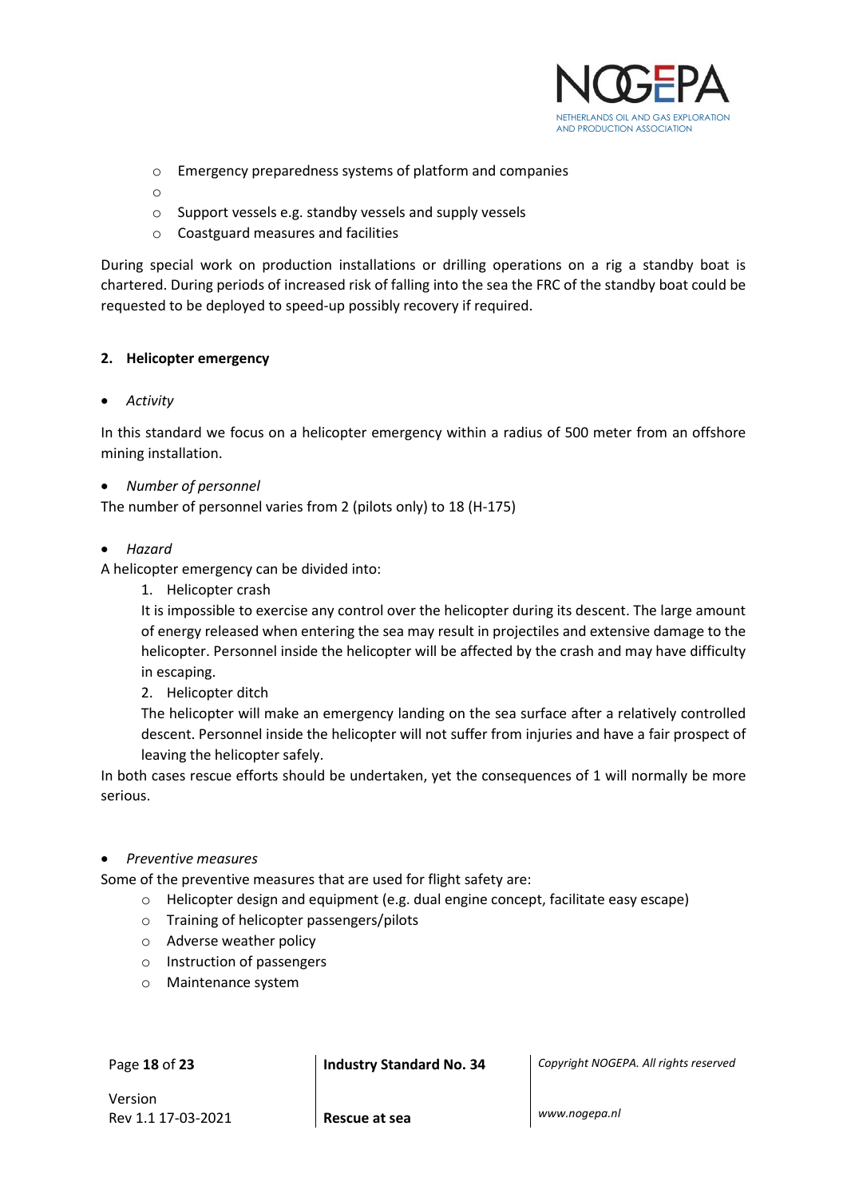- Emergency preparedness systems of platform and companies
- 
- Support vessels e.g. standby vessels and supply vessels
- Coastguard measures and facilities

During special work on production installations or drilling operations on a rig a standby boat is chartered. During periods of increased risk of falling into the sea the FRC of the standby boat could be requested to be deployed to speed-up possibly recovery if required.

## 2. Helicopter emergency

- *Activity*

In this standard we focus on a helicopter emergency within a radius of 500 meter from an offshore mining installation.

- *Number of personnel*

The number of personnel varies from 2 (pilots only) to 18 (H-175)

- *Hazard*

A helicopter emergency can be divided into:

1. Helicopter crash

   It is impossible to exercise any control over the helicopter during its descent. The large amount of energy released when entering the sea may result in projectiles and extensive damage to the helicopter. Personnel inside the helicopter will be affected by the crash and may have difficulty in escaping.

2. Helicopter ditch

   The helicopter will make an emergency landing on the sea surface after a relatively controlled descent. Personnel inside the helicopter will not suffer from injuries and have a fair prospect of leaving the helicopter safely.

In both cases rescue efforts should be undertaken, yet the consequences of 1 will normally be more serious.

- *Preventive measures*

Some of the preventive measures that are used for flight safety are:

- Helicopter design and equipment (e.g. dual engine concept, facilitate easy escape)
- Training of helicopter passengers/pilots
- Adverse weather policy
- Instruction of passengers
- Maintenance system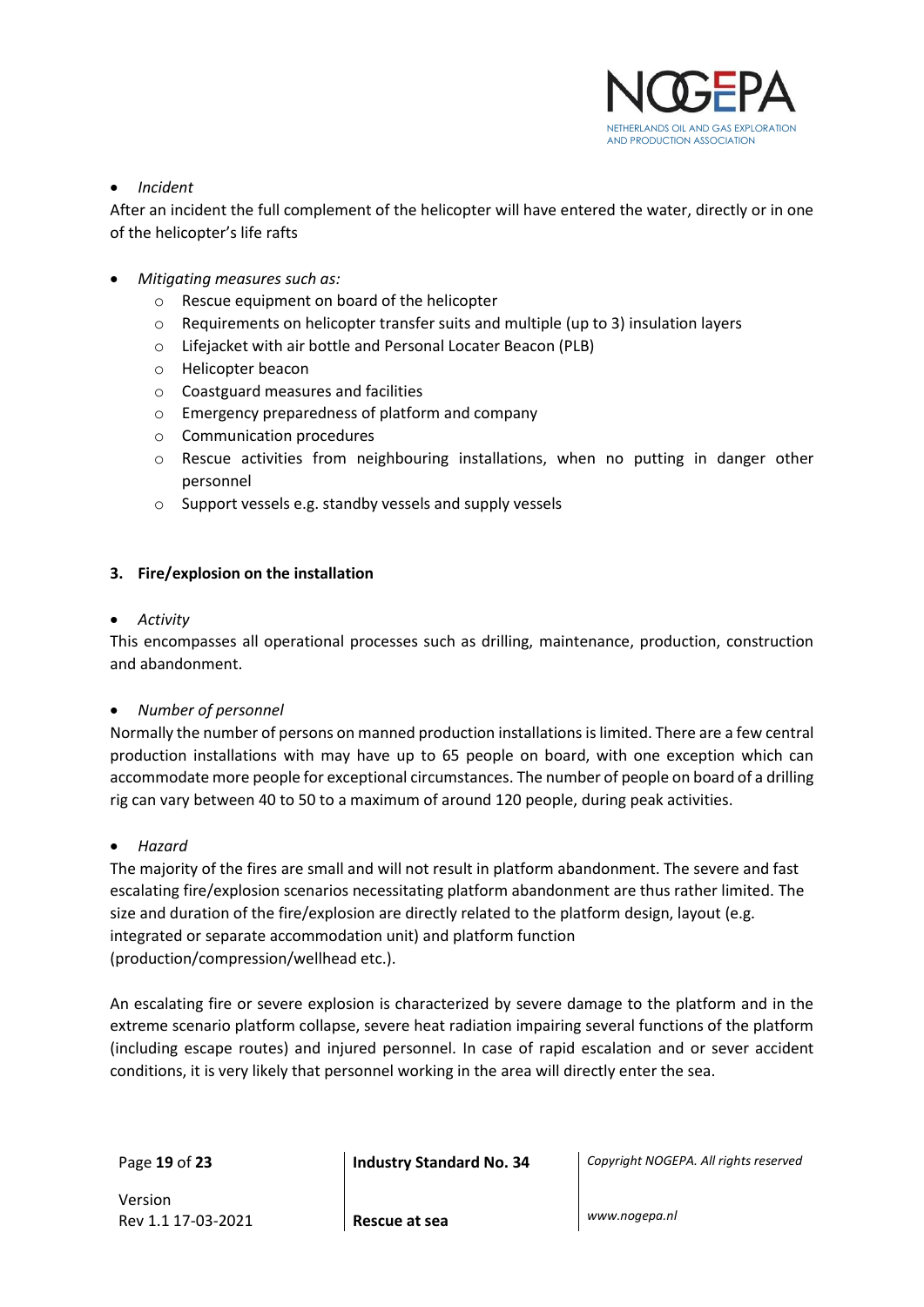- *Incident*

After an incident the full complement of the helicopter will have entered the water, directly or in one of the helicopter's life rafts

- *Mitigating measures such as:*
  - Rescue equipment on board of the helicopter
  - Requirements on helicopter transfer suits and multiple (up to 3) insulation layers
  - Lifejacket with air bottle and Personal Locater Beacon (PLB)
  - Helicopter beacon
  - Coastguard measures and facilities
  - Emergency preparedness of platform and company
  - Communication procedures
  - Rescue activities from neighbouring installations, when no putting in danger other personnel
  - Support vessels e.g. standby vessels and supply vessels

### 3. Fire/explosion on the installation

- *Activity*

This encompasses all operational processes such as drilling, maintenance, production, construction and abandonment.

- *Number of personnel*

Normally the number of persons on manned production installations is limited. There are a few central production installations with may have up to 65 people on board, with one exception which can accommodate more people for exceptional circumstances. The number of people on board of a drilling rig can vary between 40 to 50 to a maximum of around 120 people, during peak activities.

- *Hazard*

The majority of the fires are small and will not result in platform abandonment. The severe and fast escalating fire/explosion scenarios necessitating platform abandonment are thus rather limited. The size and duration of the fire/explosion are directly related to the platform design, layout (e.g. integrated or separate accommodation unit) and platform function (production/compression/wellhead etc.).

An escalating fire or severe explosion is characterized by severe damage to the platform and in the extreme scenario platform collapse, severe heat radiation impairing several functions of the platform (including escape routes) and injured personnel. In case of rapid escalation and or sever accident conditions, it is very likely that personnel working in the area will directly enter the sea.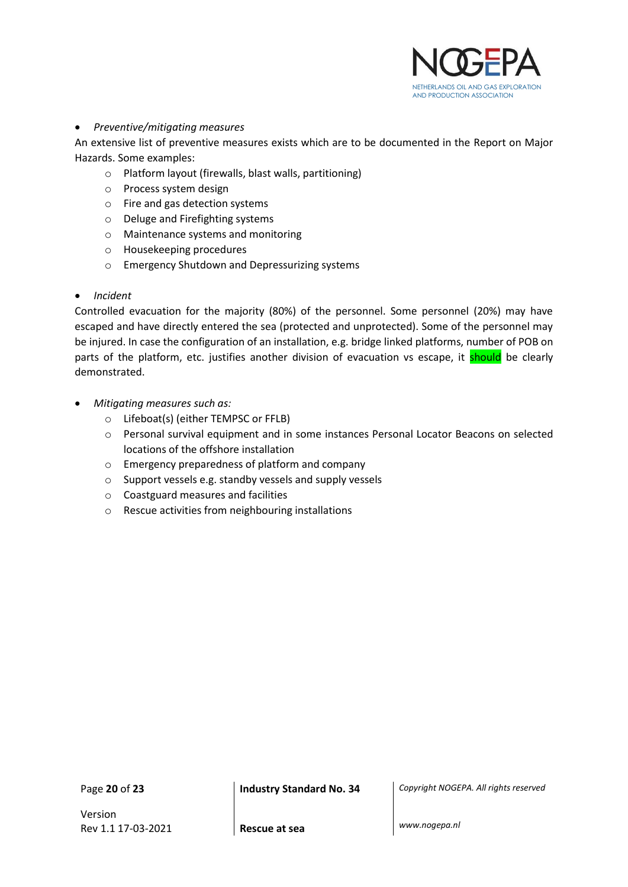- *Preventive/mitigating measures*

An extensive list of preventive measures exists which are to be documented in the Report on Major Hazards. Some examples:

  - Platform layout (firewalls, blast walls, partitioning)
  - Process system design
  - Fire and gas detection systems
  - Deluge and Firefighting systems
  - Maintenance systems and monitoring
  - Housekeeping procedures
  - Emergency Shutdown and Depressurizing systems

- *Incident*

Controlled evacuation for the majority (80%) of the personnel. Some personnel (20%) may have escaped and have directly entered the sea (protected and unprotected). Some of the personnel may be injured. In case the configuration of an installation, e.g. bridge linked platforms, number of POB on parts of the platform, etc. justifies another division of evacuation vs escape, it should be clearly demonstrated.

- *Mitigating measures such as:*
  - Lifeboat(s) (either TEMPSC or FFLB)
  - Personal survival equipment and in some instances Personal Locator Beacons on selected locations of the offshore installation
  - Emergency preparedness of platform and company
  - Support vessels e.g. standby vessels and supply vessels
  - Coastguard measures and facilities
  - Rescue activities from neighbouring installations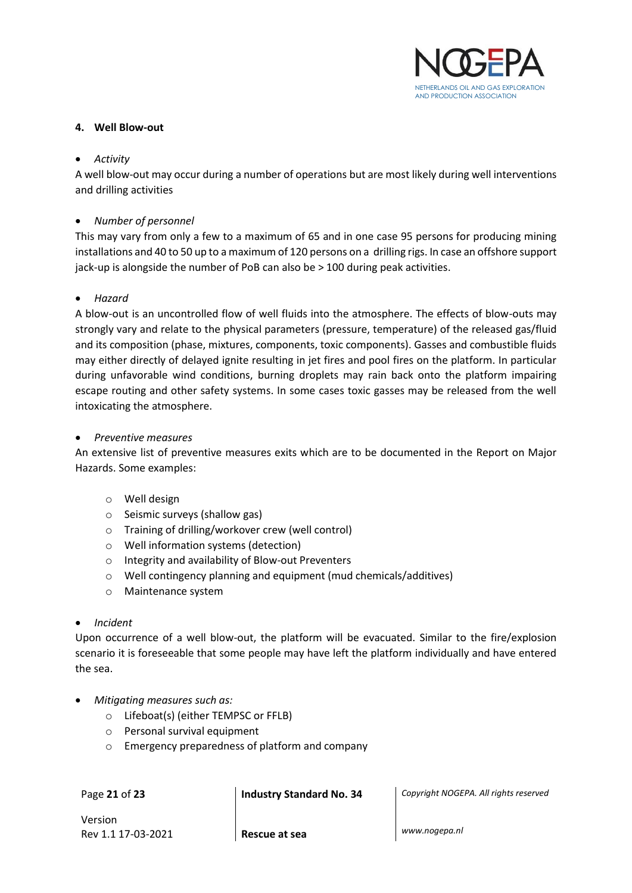#### 4. Well Blow-out

- *Activity*

A well blow-out may occur during a number of operations but are most likely during well interventions and drilling activities

- *Number of personnel*

This may vary from only a few to a maximum of 65 and in one case 95 persons for producing mining installations and 40 to 50 up to a maximum of 120 persons on a drilling rigs. In case an offshore support jack-up is alongside the number of PoB can also be > 100 during peak activities.

- *Hazard*

A blow-out is an uncontrolled flow of well fluids into the atmosphere. The effects of blow-outs may strongly vary and relate to the physical parameters (pressure, temperature) of the released gas/fluid and its composition (phase, mixtures, components, toxic components). Gasses and combustible fluids may either directly of delayed ignite resulting in jet fires and pool fires on the platform. In particular during unfavorable wind conditions, burning droplets may rain back onto the platform impairing escape routing and other safety systems. In some cases toxic gasses may be released from the well intoxicating the atmosphere.

- *Preventive measures*

An extensive list of preventive measures exits which are to be documented in the Report on Major Hazards. Some examples:

  - Well design
  - Seismic surveys (shallow gas)
  - Training of drilling/workover crew (well control)
  - Well information systems (detection)
  - Integrity and availability of Blow-out Preventers
  - Well contingency planning and equipment (mud chemicals/additives)
  - Maintenance system

- *Incident*

Upon occurrence of a well blow-out, the platform will be evacuated. Similar to the fire/explosion scenario it is foreseeable that some people may have left the platform individually and have entered the sea.

- *Mitigating measures such as:*
  - Lifeboat(s) (either TEMPSC or FFLB)
  - Personal survival equipment
  - Emergency preparedness of platform and company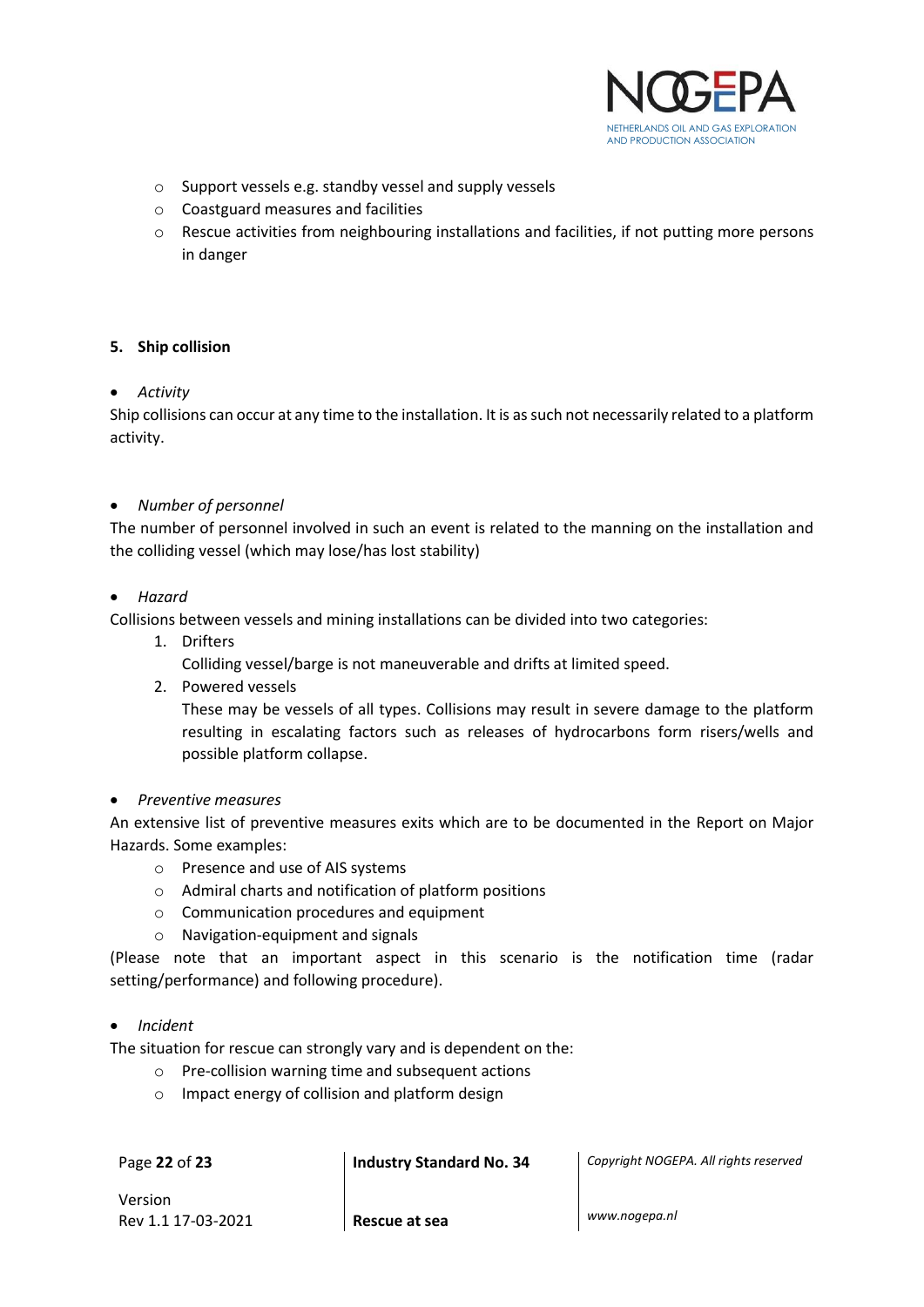- Support vessels e.g. standby vessel and supply vessels
- Coastguard measures and facilities
- Rescue activities from neighbouring installations and facilities, if not putting more persons in danger

### 5. Ship collision

- *Activity*

Ship collisions can occur at any time to the installation. It is as such not necessarily related to a platform activity.

- *Number of personnel*

The number of personnel involved in such an event is related to the manning on the installation and the colliding vessel (which may lose/has lost stability)

- *Hazard*

Collisions between vessels and mining installations can be divided into two categories:

1. Drifters
   Colliding vessel/barge is not maneuverable and drifts at limited speed.
2. Powered vessels
   These may be vessels of all types. Collisions may result in severe damage to the platform resulting in escalating factors such as releases of hydrocarbons form risers/wells and possible platform collapse.

- *Preventive measures*

An extensive list of preventive measures exits which are to be documented in the Report on Major Hazards. Some examples:

- Presence and use of AIS systems
- Admiral charts and notification of platform positions
- Communication procedures and equipment
- Navigation-equipment and signals

(Please note that an important aspect in this scenario is the notification time (radar setting/performance) and following procedure).

- *Incident*

The situation for rescue can strongly vary and is dependent on the:

- Pre-collision warning time and subsequent actions
- Impact energy of collision and platform design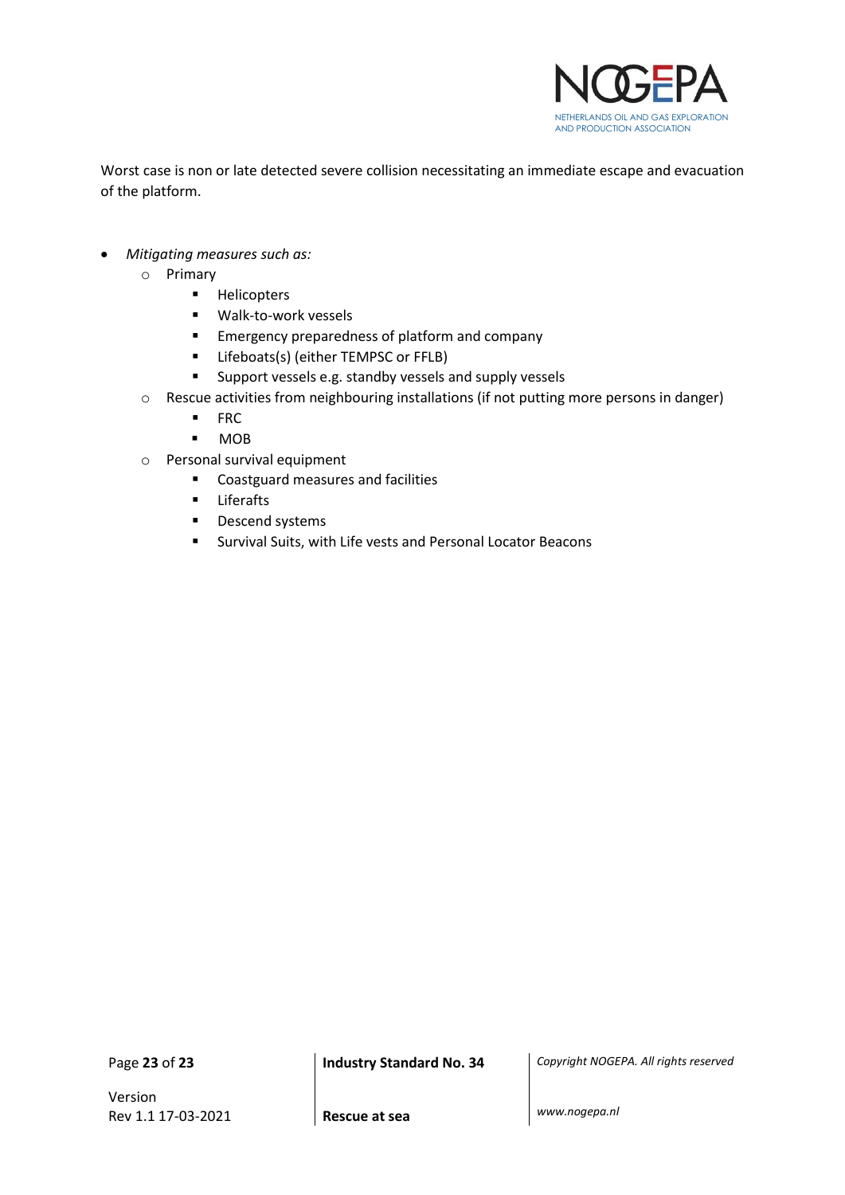Worst case is non or late detected severe collision necessitating an immediate escape and evacuation of the platform.

- *Mitigating measures such as:*
  - Primary
    - Helicopters
    - Walk-to-work vessels
    - Emergency preparedness of platform and company
    - Lifeboats(s) (either TEMPSC or FFLB)
    - Support vessels e.g. standby vessels and supply vessels
  - Rescue activities from neighbouring installations (if not putting more persons in danger)
    - FRC
    - MOB
  - Personal survival equipment
    - Coastguard measures and facilities
    - Liferafts
    - Descend systems
    - Survival Suits, with Life vests and Personal Locator Beacons